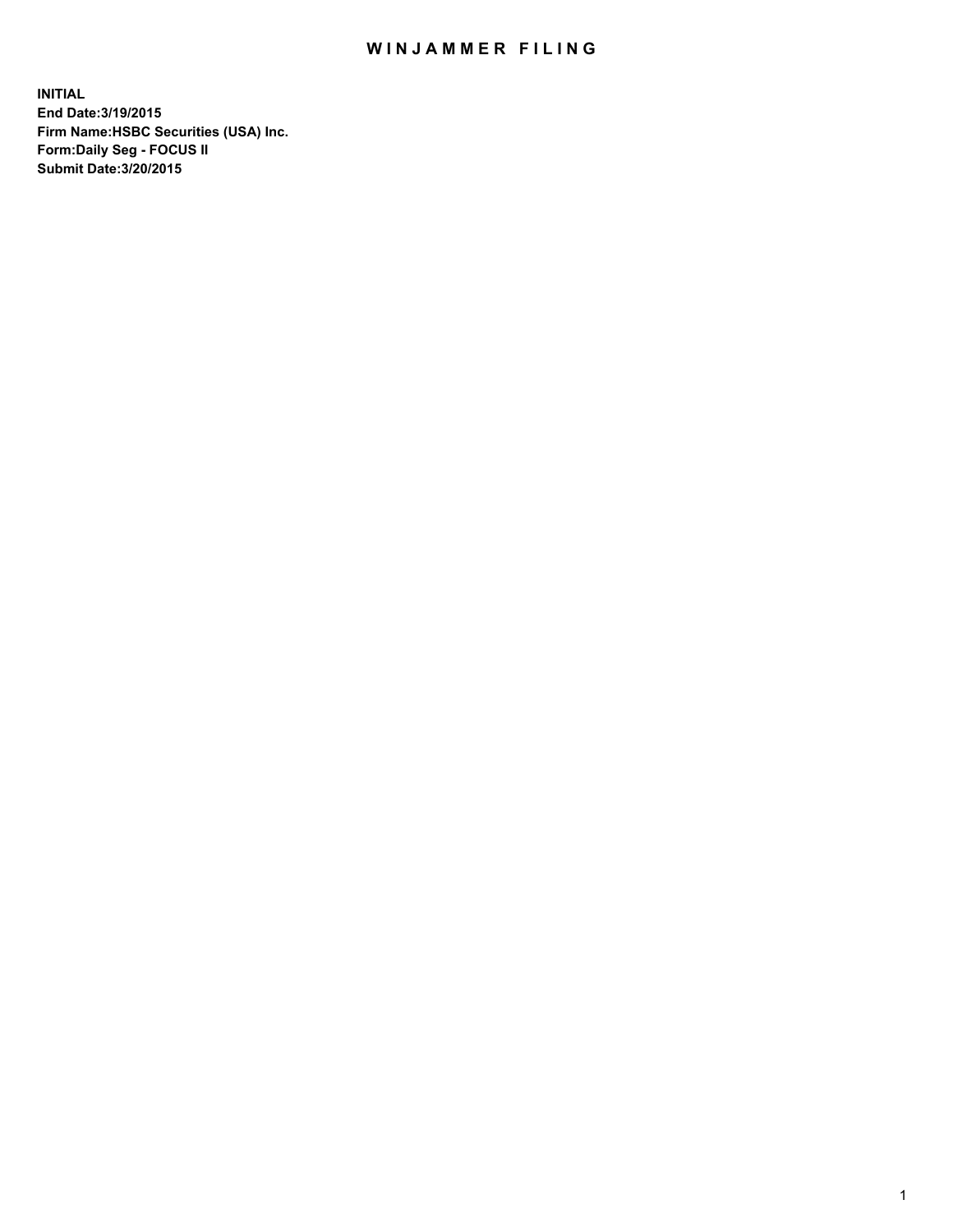# WINJAMMER FILING

**INITIAL**
**End Date:3/19/2015**
**Firm Name:HSBC Securities (USA) Inc.**
**Form:Daily Seg - FOCUS II**
**Submit Date:3/20/2015**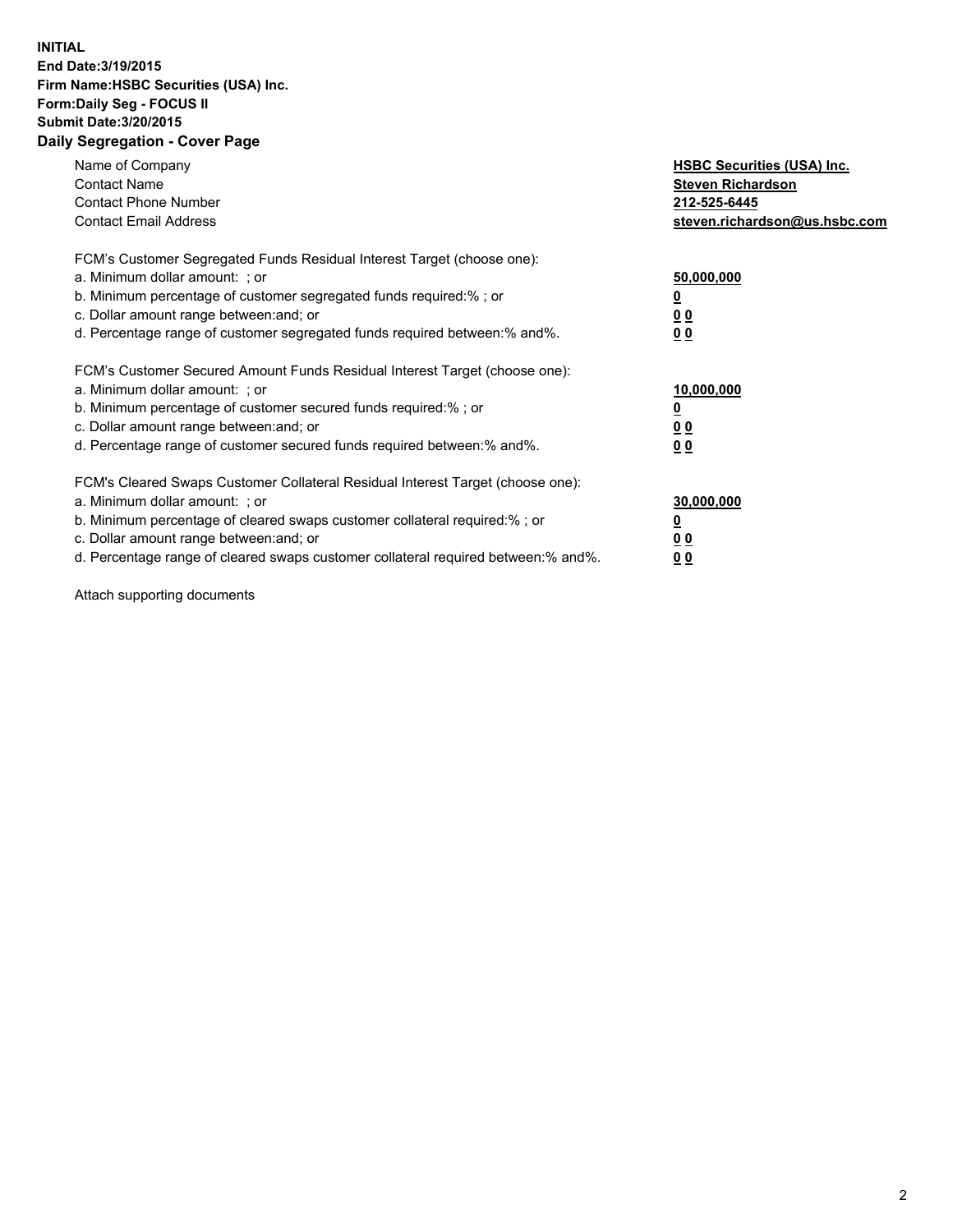**INITIAL**
**End Date:3/19/2015**
**Firm Name:HSBC Securities (USA) Inc.**
**Form:Daily Seg - FOCUS II**
**Submit Date:3/20/2015**

## Daily Segregation - Cover Page

| | |
|---|---|
| Name of Company | **HSBC Securities (USA) Inc.** |
| Contact Name | **Steven Richardson** |
| Contact Phone Number | **212-525-6445** |
| Contact Email Address | **steven.richardson@us.hsbc.com** |

| | |
|---|---|
| FCM's Customer Segregated Funds Residual Interest Target (choose one): | |
| a. Minimum dollar amount: ; or | **50,000,000** |
| b. Minimum percentage of customer segregated funds required:% ; or | **0** |
| c. Dollar amount range between:and; or | **0 0** |
| d. Percentage range of customer segregated funds required between:% and%. | **0 0** |

| | |
|---|---|
| FCM's Customer Secured Amount Funds Residual Interest Target (choose one): | |
| a. Minimum dollar amount: ; or | **10,000,000** |
| b. Minimum percentage of customer secured funds required:% ; or | **0** |
| c. Dollar amount range between:and; or | **0 0** |
| d. Percentage range of customer secured funds required between:% and%. | **0 0** |

| | |
|---|---|
| FCM's Cleared Swaps Customer Collateral Residual Interest Target (choose one): | |
| a. Minimum dollar amount: ; or | **30,000,000** |
| b. Minimum percentage of cleared swaps customer collateral required:% ; or | **0** |
| c. Dollar amount range between:and; or | **0 0** |
| d. Percentage range of cleared swaps customer collateral required between:% and%. | **0 0** |

Attach supporting documents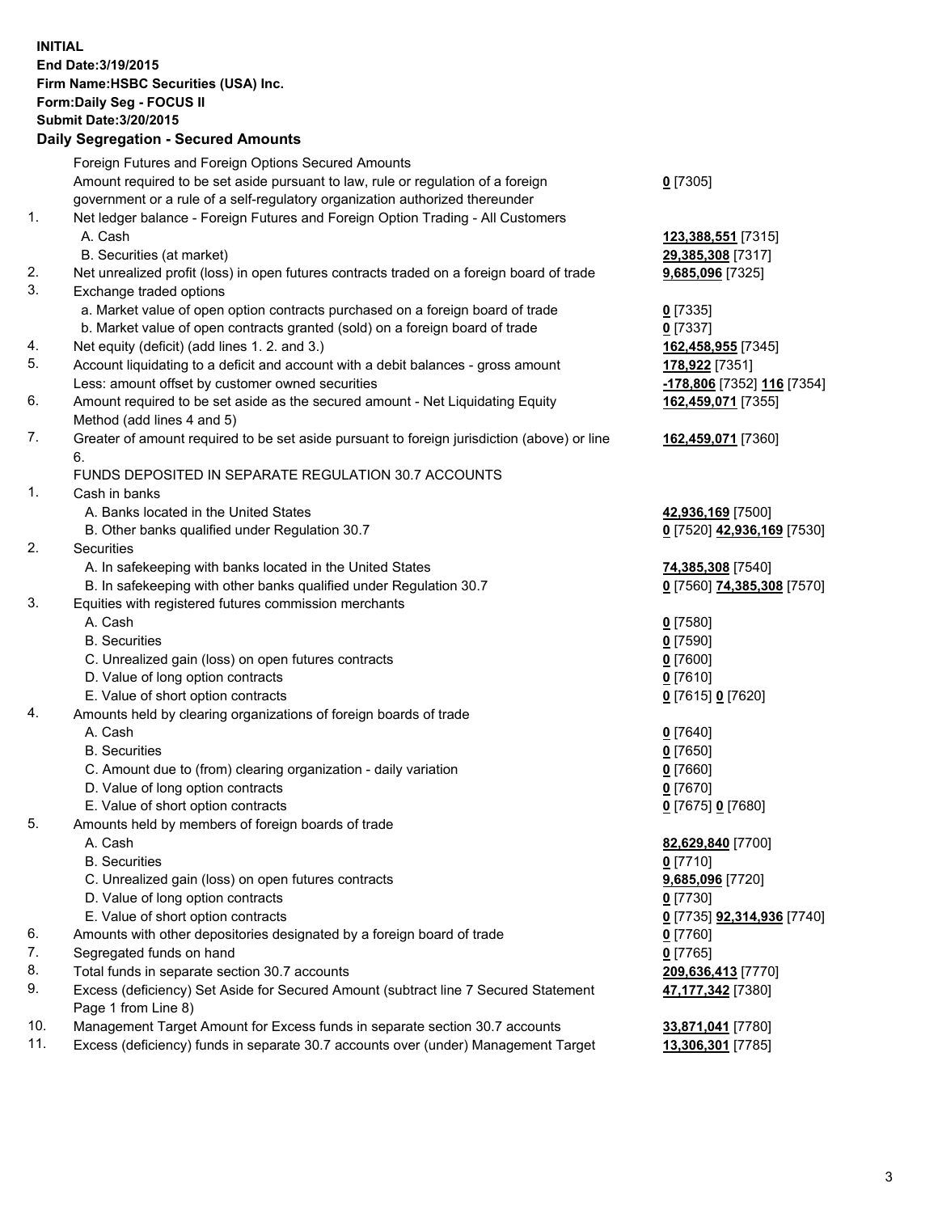**INITIAL**
**End Date:3/19/2015**
**Firm Name:HSBC Securities (USA) Inc.**
**Form:Daily Seg - FOCUS II**
**Submit Date:3/20/2015**

## Daily Segregation - Secured Amounts

| | | |
|---|---|---|
| | Foreign Futures and Foreign Options Secured Amounts | |
| | Amount required to be set aside pursuant to law, rule or regulation of a foreign government or a rule of a self-regulatory organization authorized thereunder | **0** [7305] |
| 1. | Net ledger balance - Foreign Futures and Foreign Option Trading - All Customers | |
| | A. Cash | **123,388,551** [7315] |
| | B. Securities (at market) | **29,385,308** [7317] |
| 2. | Net unrealized profit (loss) in open futures contracts traded on a foreign board of trade | **9,685,096** [7325] |
| 3. | Exchange traded options | |
| | a. Market value of open option contracts purchased on a foreign board of trade | **0** [7335] |
| | b. Market value of open contracts granted (sold) on a foreign board of trade | **0** [7337] |
| 4. | Net equity (deficit) (add lines 1. 2. and 3.) | **162,458,955** [7345] |
| 5. | Account liquidating to a deficit and account with a debit balances - gross amount | **178,922** [7351] |
| | Less: amount offset by customer owned securities | **-178,806** [7352] **116** [7354] |
| 6. | Amount required to be set aside as the secured amount - Net Liquidating Equity Method (add lines 4 and 5) | **162,459,071** [7355] |
| 7. | Greater of amount required to be set aside pursuant to foreign jurisdiction (above) or line 6. | **162,459,071** [7360] |
| | FUNDS DEPOSITED IN SEPARATE REGULATION 30.7 ACCOUNTS | |
| 1. | Cash in banks | |
| | A. Banks located in the United States | **42,936,169** [7500] |
| | B. Other banks qualified under Regulation 30.7 | **0** [7520] **42,936,169** [7530] |
| 2. | Securities | |
| | A. In safekeeping with banks located in the United States | **74,385,308** [7540] |
| | B. In safekeeping with other banks qualified under Regulation 30.7 | **0** [7560] **74,385,308** [7570] |
| 3. | Equities with registered futures commission merchants | |
| | A. Cash | **0** [7580] |
| | B. Securities | **0** [7590] |
| | C. Unrealized gain (loss) on open futures contracts | **0** [7600] |
| | D. Value of long option contracts | **0** [7610] |
| | E. Value of short option contracts | **0** [7615] **0** [7620] |
| 4. | Amounts held by clearing organizations of foreign boards of trade | |
| | A. Cash | **0** [7640] |
| | B. Securities | **0** [7650] |
| | C. Amount due to (from) clearing organization - daily variation | **0** [7660] |
| | D. Value of long option contracts | **0** [7670] |
| | E. Value of short option contracts | **0** [7675] **0** [7680] |
| 5. | Amounts held by members of foreign boards of trade | |
| | A. Cash | **82,629,840** [7700] |
| | B. Securities | **0** [7710] |
| | C. Unrealized gain (loss) on open futures contracts | **9,685,096** [7720] |
| | D. Value of long option contracts | **0** [7730] |
| | E. Value of short option contracts | **0** [7735] **92,314,936** [7740] |
| 6. | Amounts with other depositories designated by a foreign board of trade | **0** [7760] |
| 7. | Segregated funds on hand | **0** [7765] |
| 8. | Total funds in separate section 30.7 accounts | **209,636,413** [7770] |
| 9. | Excess (deficiency) Set Aside for Secured Amount (subtract line 7 Secured Statement Page 1 from Line 8) | **47,177,342** [7380] |
| 10. | Management Target Amount for Excess funds in separate section 30.7 accounts | **33,871,041** [7780] |
| 11. | Excess (deficiency) funds in separate 30.7 accounts over (under) Management Target | **13,306,301** [7785] |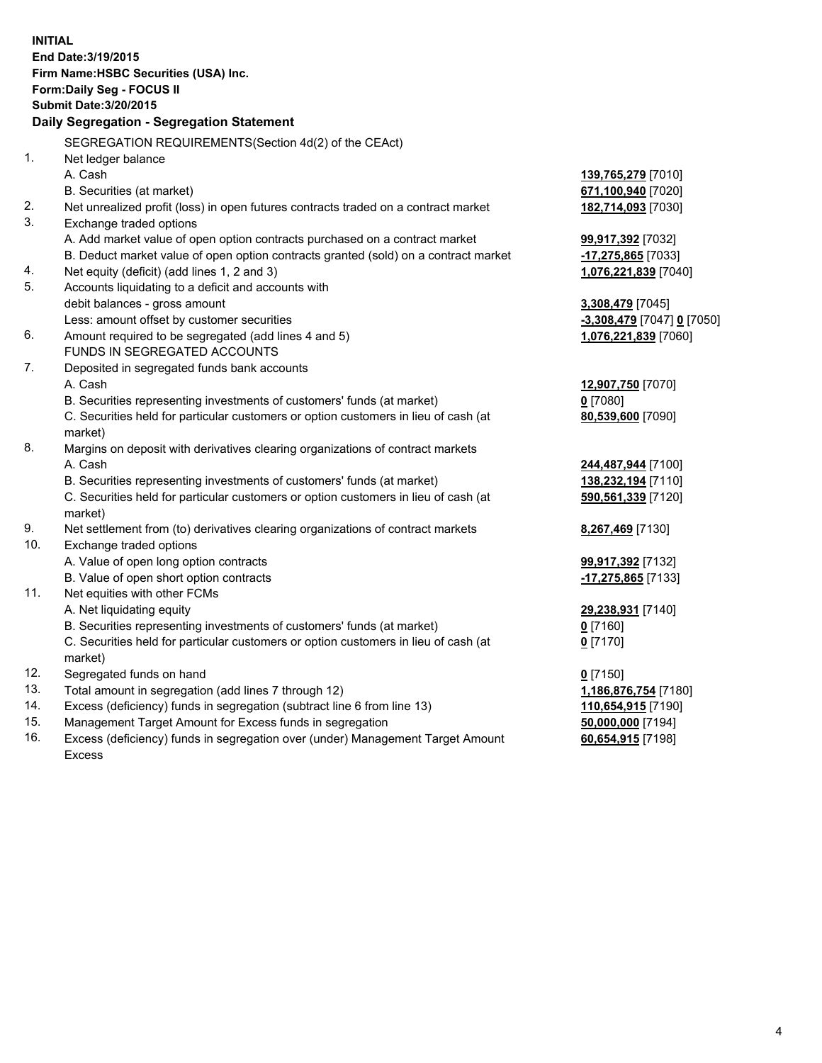**INITIAL**
**End Date:3/19/2015**
**Firm Name:HSBC Securities (USA) Inc.**
**Form:Daily Seg - FOCUS II**
**Submit Date:3/20/2015**

### Daily Segregation - Segregation Statement

SEGREGATION REQUIREMENTS(Section 4d(2) of the CEAct)

| | | |
|---|---|---|
| 1. | Net ledger balance | |
| | A. Cash | **139,765,279** [7010] |
| | B. Securities (at market) | **671,100,940** [7020] |
| 2. | Net unrealized profit (loss) in open futures contracts traded on a contract market | **182,714,093** [7030] |
| 3. | Exchange traded options | |
| | A. Add market value of open option contracts purchased on a contract market | **99,917,392** [7032] |
| | B. Deduct market value of open option contracts granted (sold) on a contract market | **-17,275,865** [7033] |
| 4. | Net equity (deficit) (add lines 1, 2 and 3) | **1,076,221,839** [7040] |
| 5. | Accounts liquidating to a deficit and accounts with debit balances - gross amount | **3,308,479** [7045] |
| | Less: amount offset by customer securities | **-3,308,479** [7047] **0** [7050] |
| 6. | Amount required to be segregated (add lines 4 and 5) | **1,076,221,839** [7060] |
| | FUNDS IN SEGREGATED ACCOUNTS | |
| 7. | Deposited in segregated funds bank accounts | |
| | A. Cash | **12,907,750** [7070] |
| | B. Securities representing investments of customers' funds (at market) | **0** [7080] |
| | C. Securities held for particular customers or option customers in lieu of cash (at market) | **80,539,600** [7090] |
| 8. | Margins on deposit with derivatives clearing organizations of contract markets | |
| | A. Cash | **244,487,944** [7100] |
| | B. Securities representing investments of customers' funds (at market) | **138,232,194** [7110] |
| | C. Securities held for particular customers or option customers in lieu of cash (at market) | **590,561,339** [7120] |
| 9. | Net settlement from (to) derivatives clearing organizations of contract markets | **8,267,469** [7130] |
| 10. | Exchange traded options | |
| | A. Value of open long option contracts | **99,917,392** [7132] |
| | B. Value of open short option contracts | **-17,275,865** [7133] |
| 11. | Net equities with other FCMs | |
| | A. Net liquidating equity | **29,238,931** [7140] |
| | B. Securities representing investments of customers' funds (at market) | **0** [7160] |
| | C. Securities held for particular customers or option customers in lieu of cash (at market) | **0** [7170] |
| 12. | Segregated funds on hand | **0** [7150] |
| 13. | Total amount in segregation (add lines 7 through 12) | **1,186,876,754** [7180] |
| 14. | Excess (deficiency) funds in segregation (subtract line 6 from line 13) | **110,654,915** [7190] |
| 15. | Management Target Amount for Excess funds in segregation | **50,000,000** [7194] |
| 16. | Excess (deficiency) funds in segregation over (under) Management Target Amount Excess | **60,654,915** [7198] |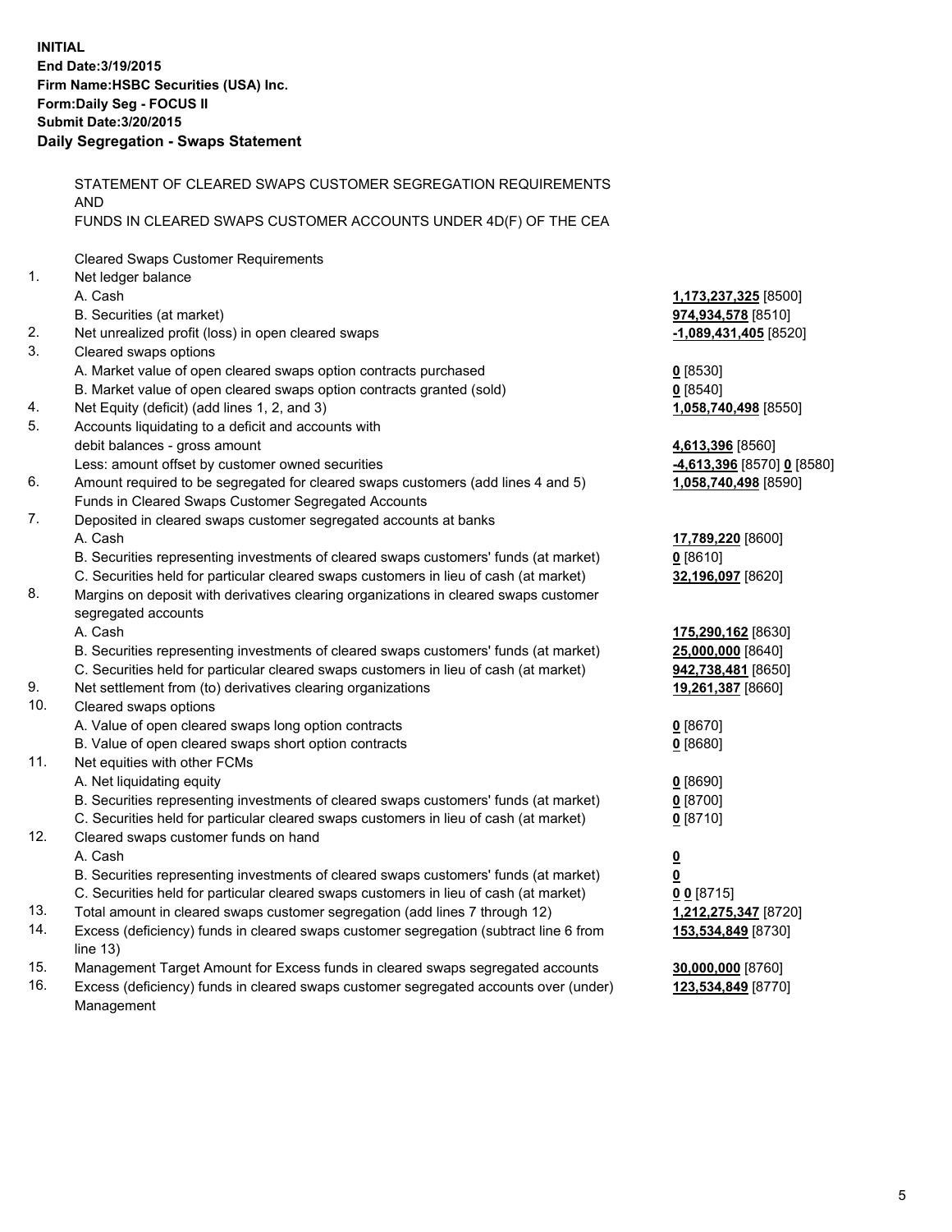**INITIAL**
**End Date:3/19/2015**
**Firm Name:HSBC Securities (USA) Inc.**
**Form:Daily Seg - FOCUS II**
**Submit Date:3/20/2015**
**Daily Segregation - Swaps Statement**

STATEMENT OF CLEARED SWAPS CUSTOMER SEGREGATION REQUIREMENTS AND FUNDS IN CLEARED SWAPS CUSTOMER ACCOUNTS UNDER 4D(F) OF THE CEA

| | | |
|---|---|---|
| | Cleared Swaps Customer Requirements | |
| 1. | Net ledger balance | |
| | A. Cash | **1,173,237,325** [8500] |
| | B. Securities (at market) | **974,934,578** [8510] |
| 2. | Net unrealized profit (loss) in open cleared swaps | **-1,089,431,405** [8520] |
| 3. | Cleared swaps options | |
| | A. Market value of open cleared swaps option contracts purchased | **0** [8530] |
| | B. Market value of open cleared swaps option contracts granted (sold) | **0** [8540] |
| 4. | Net Equity (deficit) (add lines 1, 2, and 3) | **1,058,740,498** [8550] |
| 5. | Accounts liquidating to a deficit and accounts with debit balances - gross amount | **4,613,396** [8560] |
| | Less: amount offset by customer owned securities | **-4,613,396** [8570] **0** [8580] |
| 6. | Amount required to be segregated for cleared swaps customers (add lines 4 and 5) | **1,058,740,498** [8590] |
| | Funds in Cleared Swaps Customer Segregated Accounts | |
| 7. | Deposited in cleared swaps customer segregated accounts at banks | |
| | A. Cash | **17,789,220** [8600] |
| | B. Securities representing investments of cleared swaps customers' funds (at market) | **0** [8610] |
| | C. Securities held for particular cleared swaps customers in lieu of cash (at market) | **32,196,097** [8620] |
| 8. | Margins on deposit with derivatives clearing organizations in cleared swaps customer segregated accounts | |
| | A. Cash | **175,290,162** [8630] |
| | B. Securities representing investments of cleared swaps customers' funds (at market) | **25,000,000** [8640] |
| | C. Securities held for particular cleared swaps customers in lieu of cash (at market) | **942,738,481** [8650] |
| 9. | Net settlement from (to) derivatives clearing organizations | **19,261,387** [8660] |
| 10. | Cleared swaps options | |
| | A. Value of open cleared swaps long option contracts | **0** [8670] |
| | B. Value of open cleared swaps short option contracts | **0** [8680] |
| 11. | Net equities with other FCMs | |
| | A. Net liquidating equity | **0** [8690] |
| | B. Securities representing investments of cleared swaps customers' funds (at market) | **0** [8700] |
| | C. Securities held for particular cleared swaps customers in lieu of cash (at market) | **0** [8710] |
| 12. | Cleared swaps customer funds on hand | |
| | A. Cash | **0** |
| | B. Securities representing investments of cleared swaps customers' funds (at market) | **0** |
| | C. Securities held for particular cleared swaps customers in lieu of cash (at market) | **0** **0** [8715] |
| 13. | Total amount in cleared swaps customer segregation (add lines 7 through 12) | **1,212,275,347** [8720] |
| 14. | Excess (deficiency) funds in cleared swaps customer segregation (subtract line 6 from line 13) | **153,534,849** [8730] |
| 15. | Management Target Amount for Excess funds in cleared swaps segregated accounts | **30,000,000** [8760] |
| 16. | Excess (deficiency) funds in cleared swaps customer segregated accounts over (under) Management | **123,534,849** [8770] |